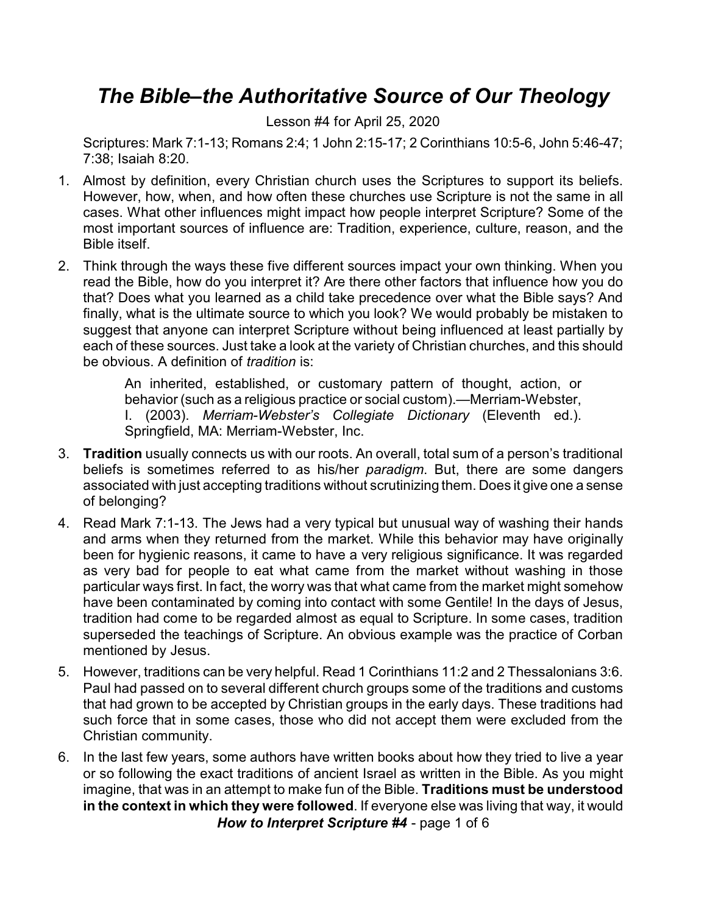# *The Bible–the Authoritative Source of Our Theology*

Lesson #4 for April 25, 2020

Scriptures: Mark 7:1-13; Romans 2:4; 1 John 2:15-17; 2 Corinthians 10:5-6, John 5:46-47; 7:38; Isaiah 8:20.

1. Almost by definition, every Christian church uses the Scriptures to support its beliefs. However, how, when, and how often these churches use Scripture is not the same in all cases. What other influences might impact how people interpret Scripture? Some of the most important sources of influence are: Tradition, experience, culture, reason, and the Bible itself.

2. Think through the ways these five different sources impact your own thinking. When you read the Bible, how do you interpret it? Are there other factors that influence how you do that? Does what you learned as a child take precedence over what the Bible says? And finally, what is the ultimate source to which you look? We would probably be mistaken to suggest that anyone can interpret Scripture without being influenced at least partially by each of these sources. Just take a look at the variety of Christian churches, and this should be obvious. A definition of *tradition* is:

   > An inherited, established, or customary pattern of thought, action, or behavior (such as a religious practice or social custom).—Merriam-Webster, I. (2003). *Merriam-Webster's Collegiate Dictionary* (Eleventh ed.). Springfield, MA: Merriam-Webster, Inc.

3. **Tradition** usually connects us with our roots. An overall, total sum of a person's traditional beliefs is sometimes referred to as his/her *paradigm*. But, there are some dangers associated with just accepting traditions without scrutinizing them. Does it give one a sense of belonging?

4. Read Mark 7:1-13. The Jews had a very typical but unusual way of washing their hands and arms when they returned from the market. While this behavior may have originally been for hygienic reasons, it came to have a very religious significance. It was regarded as very bad for people to eat what came from the market without washing in those particular ways first. In fact, the worry was that what came from the market might somehow have been contaminated by coming into contact with some Gentile! In the days of Jesus, tradition had come to be regarded almost as equal to Scripture. In some cases, tradition superseded the teachings of Scripture. An obvious example was the practice of Corban mentioned by Jesus.

5. However, traditions can be very helpful. Read 1 Corinthians 11:2 and 2 Thessalonians 3:6. Paul had passed on to several different church groups some of the traditions and customs that had grown to be accepted by Christian groups in the early days. These traditions had such force that in some cases, those who did not accept them were excluded from the Christian community.

6. In the last few years, some authors have written books about how they tried to live a year or so following the exact traditions of ancient Israel as written in the Bible. As you might imagine, that was in an attempt to make fun of the Bible. **Traditions must be understood in the context in which they were followed**. If everyone else was living that way, it would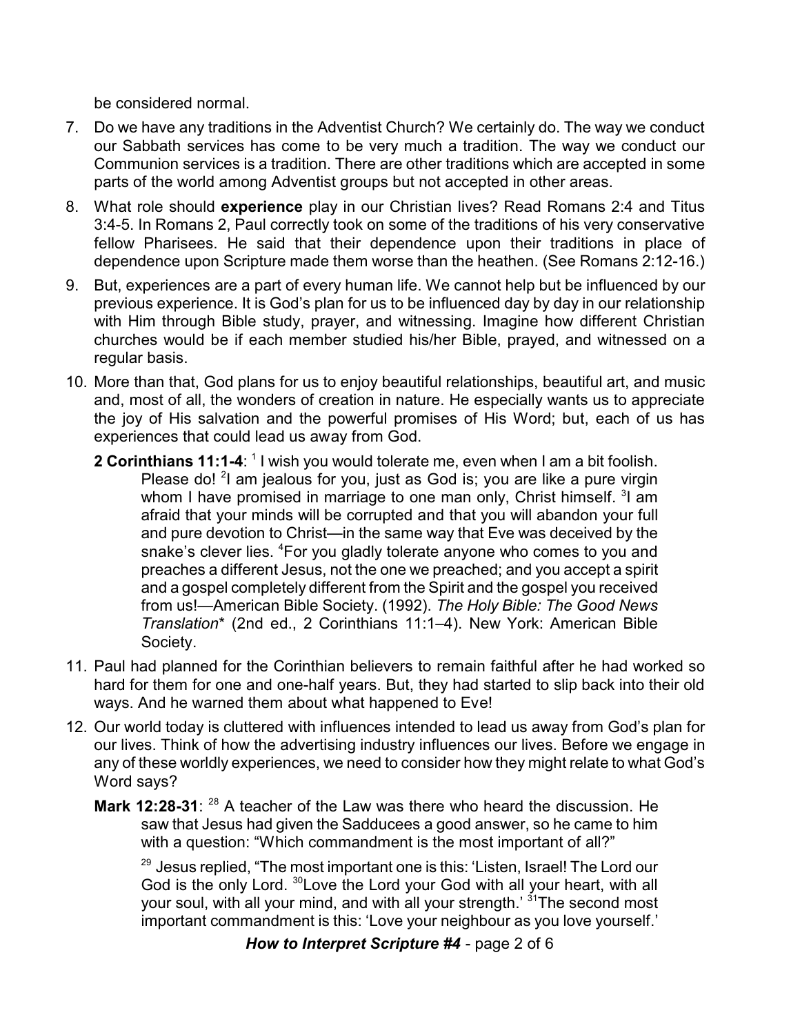be considered normal.

7. Do we have any traditions in the Adventist Church? We certainly do. The way we conduct our Sabbath services has come to be very much a tradition. The way we conduct our Communion services is a tradition. There are other traditions which are accepted in some parts of the world among Adventist groups but not accepted in other areas.

8. What role should **experience** play in our Christian lives? Read Romans 2:4 and Titus 3:4-5. In Romans 2, Paul correctly took on some of the traditions of his very conservative fellow Pharisees. He said that their dependence upon their traditions in place of dependence upon Scripture made them worse than the heathen. (See Romans 2:12-16.)

9. But, experiences are a part of every human life. We cannot help but be influenced by our previous experience. It is God's plan for us to be influenced day by day in our relationship with Him through Bible study, prayer, and witnessing. Imagine how different Christian churches would be if each member studied his/her Bible, prayed, and witnessed on a regular basis.

10. More than that, God plans for us to enjoy beautiful relationships, beautiful art, and music and, most of all, the wonders of creation in nature. He especially wants us to appreciate the joy of His salvation and the powerful promises of His Word; but, each of us has experiences that could lead us away from God.

    **2 Corinthians 11:1-4**: [1] I wish you would tolerate me, even when I am a bit foolish. Please do! [2]I am jealous for you, just as God is; you are like a pure virgin whom I have promised in marriage to one man only, Christ himself. [3]I am afraid that your minds will be corrupted and that you will abandon your full and pure devotion to Christ—in the same way that Eve was deceived by the snake's clever lies. [4]For you gladly tolerate anyone who comes to you and preaches a different Jesus, not the one we preached; and you accept a spirit and a gospel completely different from the Spirit and the gospel you received from us!—American Bible Society. (1992). *The Holy Bible: The Good News Translation*\* (2nd ed., 2 Corinthians 11:1–4). New York: American Bible Society.

11. Paul had planned for the Corinthian believers to remain faithful after he had worked so hard for them for one and one-half years. But, they had started to slip back into their old ways. And he warned them about what happened to Eve!

12. Our world today is cluttered with influences intended to lead us away from God's plan for our lives. Think of how the advertising industry influences our lives. Before we engage in any of these worldly experiences, we need to consider how they might relate to what God's Word says?

    **Mark 12:28-31**: [28] A teacher of the Law was there who heard the discussion. He saw that Jesus had given the Sadducees a good answer, so he came to him with a question: "Which commandment is the most important of all?"

    [29] Jesus replied, "The most important one is this: 'Listen, Israel! The Lord our God is the only Lord. [30]Love the Lord your God with all your heart, with all your soul, with all your mind, and with all your strength.' [31]The second most important commandment is this: 'Love your neighbour as you love yourself.'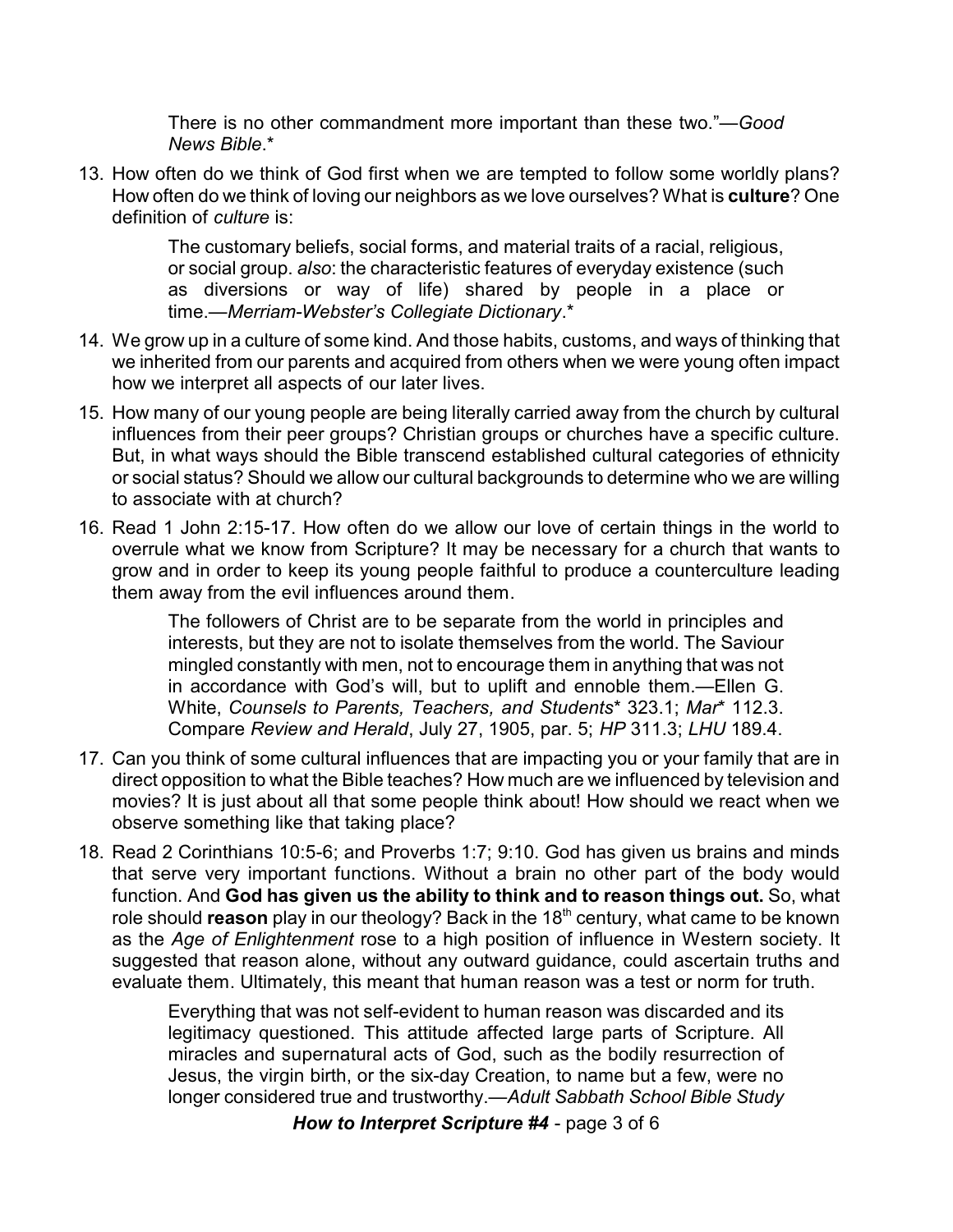> There is no other commandment more important than these two."—*Good News Bible*.*

13. How often do we think of God first when we are tempted to follow some worldly plans? How often do we think of loving our neighbors as we love ourselves? What is **culture**? One definition of *culture* is:

> The customary beliefs, social forms, and material traits of a racial, religious, or social group. *also*: the characteristic features of everyday existence (such as diversions or way of life) shared by people in a place or time.—*Merriam-Webster's Collegiate Dictionary*.*

14. We grow up in a culture of some kind. And those habits, customs, and ways of thinking that we inherited from our parents and acquired from others when we were young often impact how we interpret all aspects of our later lives.

15. How many of our young people are being literally carried away from the church by cultural influences from their peer groups? Christian groups or churches have a specific culture. But, in what ways should the Bible transcend established cultural categories of ethnicity or social status? Should we allow our cultural backgrounds to determine who we are willing to associate with at church?

16. Read 1 John 2:15-17. How often do we allow our love of certain things in the world to overrule what we know from Scripture? It may be necessary for a church that wants to grow and in order to keep its young people faithful to produce a counterculture leading them away from the evil influences around them.

> The followers of Christ are to be separate from the world in principles and interests, but they are not to isolate themselves from the world. The Saviour mingled constantly with men, not to encourage them in anything that was not in accordance with God's will, but to uplift and ennoble them.—Ellen G. White, *Counsels to Parents, Teachers, and Students** 323.1; *Mar** 112.3. Compare *Review and Herald*, July 27, 1905, par. 5; *HP* 311.3; *LHU* 189.4.

17. Can you think of some cultural influences that are impacting you or your family that are in direct opposition to what the Bible teaches? How much are we influenced by television and movies? It is just about all that some people think about! How should we react when we observe something like that taking place?

18. Read 2 Corinthians 10:5-6; and Proverbs 1:7; 9:10. God has given us brains and minds that serve very important functions. Without a brain no other part of the body would function. And **God has given us the ability to think and to reason things out.** So, what role should **reason** play in our theology? Back in the 18th century, what came to be known as the *Age of Enlightenment* rose to a high position of influence in Western society. It suggested that reason alone, without any outward guidance, could ascertain truths and evaluate them. Ultimately, this meant that human reason was a test or norm for truth.

> Everything that was not self-evident to human reason was discarded and its legitimacy questioned. This attitude affected large parts of Scripture. All miracles and supernatural acts of God, such as the bodily resurrection of Jesus, the virgin birth, or the six-day Creation, to name but a few, were no longer considered true and trustworthy.—*Adult Sabbath School Bible Study*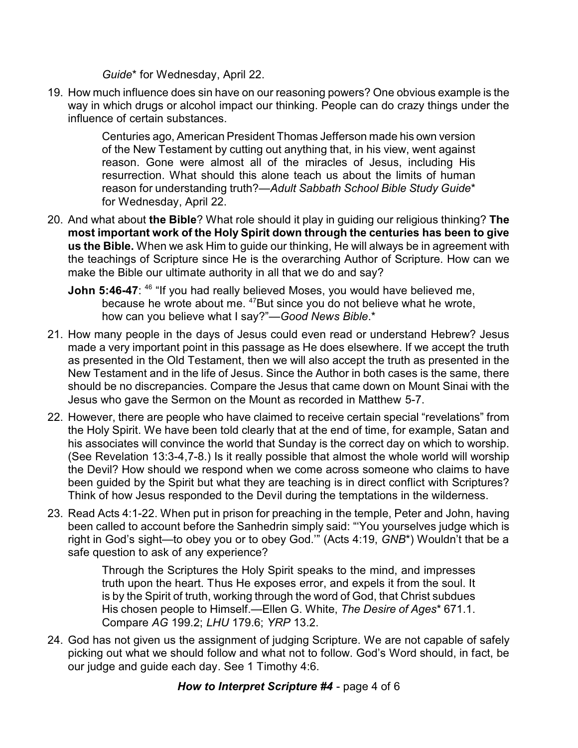*Guide** for Wednesday, April 22.

19. How much influence does sin have on our reasoning powers? One obvious example is the way in which drugs or alcohol impact our thinking. People can do crazy things under the influence of certain substances.

    > Centuries ago, American President Thomas Jefferson made his own version of the New Testament by cutting out anything that, in his view, went against reason. Gone were almost all of the miracles of Jesus, including His resurrection. What should this alone teach us about the limits of human reason for understanding truth?—*Adult Sabbath School Bible Study Guide** for Wednesday, April 22.

20. And what about **the Bible**? What role should it play in guiding our religious thinking? **The most important work of the Holy Spirit down through the centuries has been to give us the Bible.** When we ask Him to guide our thinking, He will always be in agreement with the teachings of Scripture since He is the overarching Author of Scripture. How can we make the Bible our ultimate authority in all that we do and say?

    **John 5:46-47**: [46] "If you had really believed Moses, you would have believed me, because he wrote about me. [47]But since you do not believe what he wrote, how can you believe what I say?"—*Good News Bible*.*

21. How many people in the days of Jesus could even read or understand Hebrew? Jesus made a very important point in this passage as He does elsewhere. If we accept the truth as presented in the Old Testament, then we will also accept the truth as presented in the New Testament and in the life of Jesus. Since the Author in both cases is the same, there should be no discrepancies. Compare the Jesus that came down on Mount Sinai with the Jesus who gave the Sermon on the Mount as recorded in Matthew 5-7.

22. However, there are people who have claimed to receive certain special "revelations" from the Holy Spirit. We have been told clearly that at the end of time, for example, Satan and his associates will convince the world that Sunday is the correct day on which to worship. (See Revelation 13:3-4,7-8.) Is it really possible that almost the whole world will worship the Devil? How should we respond when we come across someone who claims to have been guided by the Spirit but what they are teaching is in direct conflict with Scriptures? Think of how Jesus responded to the Devil during the temptations in the wilderness.

23. Read Acts 4:1-22. When put in prison for preaching in the temple, Peter and John, having been called to account before the Sanhedrin simply said: "'You yourselves judge which is right in God's sight—to obey you or to obey God.'" (Acts 4:19, *GNB**) Wouldn't that be a safe question to ask of any experience?

    > Through the Scriptures the Holy Spirit speaks to the mind, and impresses truth upon the heart. Thus He exposes error, and expels it from the soul. It is by the Spirit of truth, working through the word of God, that Christ subdues His chosen people to Himself.—Ellen G. White, *The Desire of Ages** 671.1. Compare *AG* 199.2; *LHU* 179.6; *YRP* 13.2.

24. God has not given us the assignment of judging Scripture. We are not capable of safely picking out what we should follow and what not to follow. God's Word should, in fact, be our judge and guide each day. See 1 Timothy 4:6.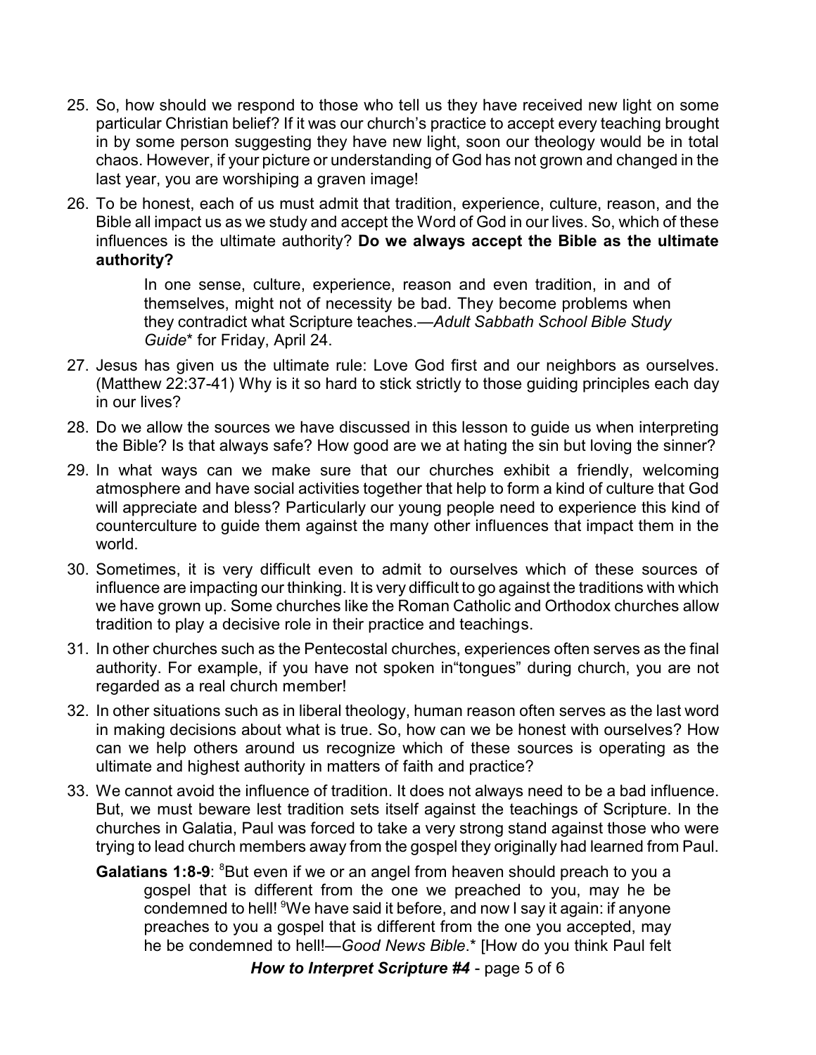25. So, how should we respond to those who tell us they have received new light on some particular Christian belief? If it was our church's practice to accept every teaching brought in by some person suggesting they have new light, soon our theology would be in total chaos. However, if your picture or understanding of God has not grown and changed in the last year, you are worshiping a graven image!

26. To be honest, each of us must admit that tradition, experience, culture, reason, and the Bible all impact us as we study and accept the Word of God in our lives. So, which of these influences is the ultimate authority? **Do we always accept the Bible as the ultimate authority?**

> In one sense, culture, experience, reason and even tradition, in and of themselves, might not of necessity be bad. They become problems when they contradict what Scripture teaches.—*Adult Sabbath School Bible Study Guide** for Friday, April 24.

27. Jesus has given us the ultimate rule: Love God first and our neighbors as ourselves. (Matthew 22:37-41) Why is it so hard to stick strictly to those guiding principles each day in our lives?

28. Do we allow the sources we have discussed in this lesson to guide us when interpreting the Bible? Is that always safe? How good are we at hating the sin but loving the sinner?

29. In what ways can we make sure that our churches exhibit a friendly, welcoming atmosphere and have social activities together that help to form a kind of culture that God will appreciate and bless? Particularly our young people need to experience this kind of counterculture to guide them against the many other influences that impact them in the world.

30. Sometimes, it is very difficult even to admit to ourselves which of these sources of influence are impacting our thinking. It is very difficult to go against the traditions with which we have grown up. Some churches like the Roman Catholic and Orthodox churches allow tradition to play a decisive role in their practice and teachings.

31. In other churches such as the Pentecostal churches, experiences often serves as the final authority. For example, if you have not spoken in"tongues" during church, you are not regarded as a real church member!

32. In other situations such as in liberal theology, human reason often serves as the last word in making decisions about what is true. So, how can we be honest with ourselves? How can we help others around us recognize which of these sources is operating as the ultimate and highest authority in matters of faith and practice?

33. We cannot avoid the influence of tradition. It does not always need to be a bad influence. But, we must beware lest tradition sets itself against the teachings of Scripture. In the churches in Galatia, Paul was forced to take a very strong stand against those who were trying to lead church members away from the gospel they originally had learned from Paul.

**Galatians 1:8-9**: [8]But even if we or an angel from heaven should preach to you a gospel that is different from the one we preached to you, may he be condemned to hell! [9]We have said it before, and now I say it again: if anyone preaches to you a gospel that is different from the one you accepted, may he be condemned to hell!—*Good News Bible*.* [How do you think Paul felt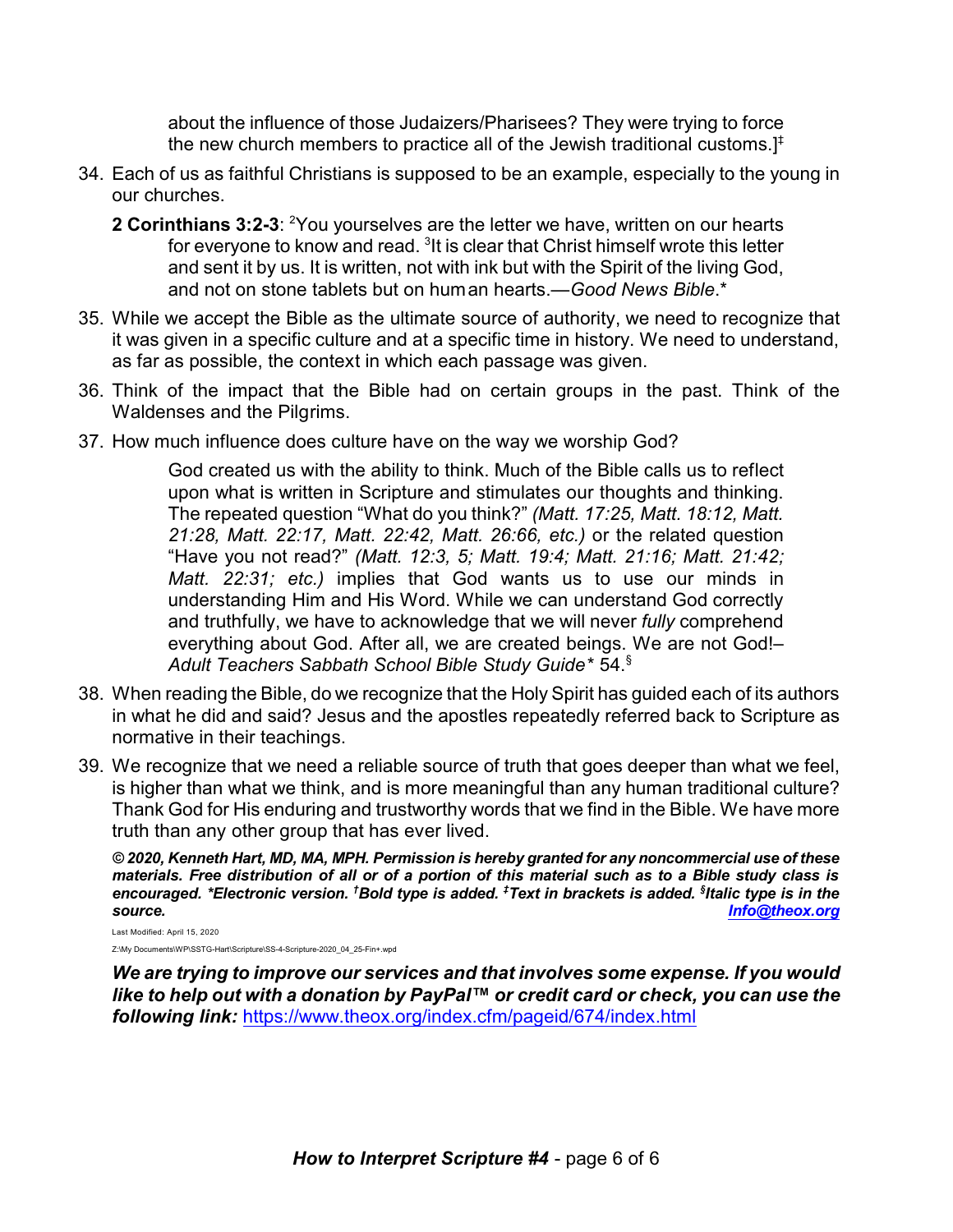about the influence of those Judaizers/Pharisees? They were trying to force the new church members to practice all of the Jewish traditional customs.][‡]

34. Each of us as faithful Christians is supposed to be an example, especially to the young in our churches.

    **2 Corinthians 3:2-3**: [2]You yourselves are the letter we have, written on our hearts for everyone to know and read. [3]It is clear that Christ himself wrote this letter and sent it by us. It is written, not with ink but with the Spirit of the living God, and not on stone tablets but on human hearts.—*Good News Bible*.*

35. While we accept the Bible as the ultimate source of authority, we need to recognize that it was given in a specific culture and at a specific time in history. We need to understand, as far as possible, the context in which each passage was given.

36. Think of the impact that the Bible had on certain groups in the past. Think of the Waldenses and the Pilgrims.

37. How much influence does culture have on the way we worship God?

    God created us with the ability to think. Much of the Bible calls us to reflect upon what is written in Scripture and stimulates our thoughts and thinking. The repeated question "What do you think?" *(Matt. 17:25, Matt. 18:12, Matt. 21:28, Matt. 22:17, Matt. 22:42, Matt. 26:66, etc.)* or the related question "Have you not read?" *(Matt. 12:3, 5; Matt. 19:4; Matt. 21:16; Matt. 21:42; Matt. 22:31; etc.)* implies that God wants us to use our minds in understanding Him and His Word. While we can understand God correctly and truthfully, we have to acknowledge that we will never *fully* comprehend everything about God. After all, we are created beings. We are not God!–*Adult Teachers Sabbath School Bible Study Guide** 54.[§]

38. When reading the Bible, do we recognize that the Holy Spirit has guided each of its authors in what he did and said? Jesus and the apostles repeatedly referred back to Scripture as normative in their teachings.

39. We recognize that we need a reliable source of truth that goes deeper than what we feel, is higher than what we think, and is more meaningful than any human traditional culture? Thank God for His enduring and trustworthy words that we find in the Bible. We have more truth than any other group that has ever lived.

***© 2020, Kenneth Hart, MD, MA, MPH. Permission is hereby granted for any noncommercial use of these materials. Free distribution of all or of a portion of this material such as to a Bible study class is encouraged. *Electronic version. [†]Bold type is added. [‡]Text in brackets is added. [§]Italic type is in the source.*** ***Info@theox.org***

Last Modified: April 15, 2020

Z:\My Documents\WP\SSTG-Hart\Scripture\SS-4-Scripture-2020_04_25-Fin+.wpd

***We are trying to improve our services and that involves some expense. If you would like to help out with a donation by PayPal™ or credit card or check, you can use the following link:*** https://www.theox.org/index.cfm/pageid/674/index.html